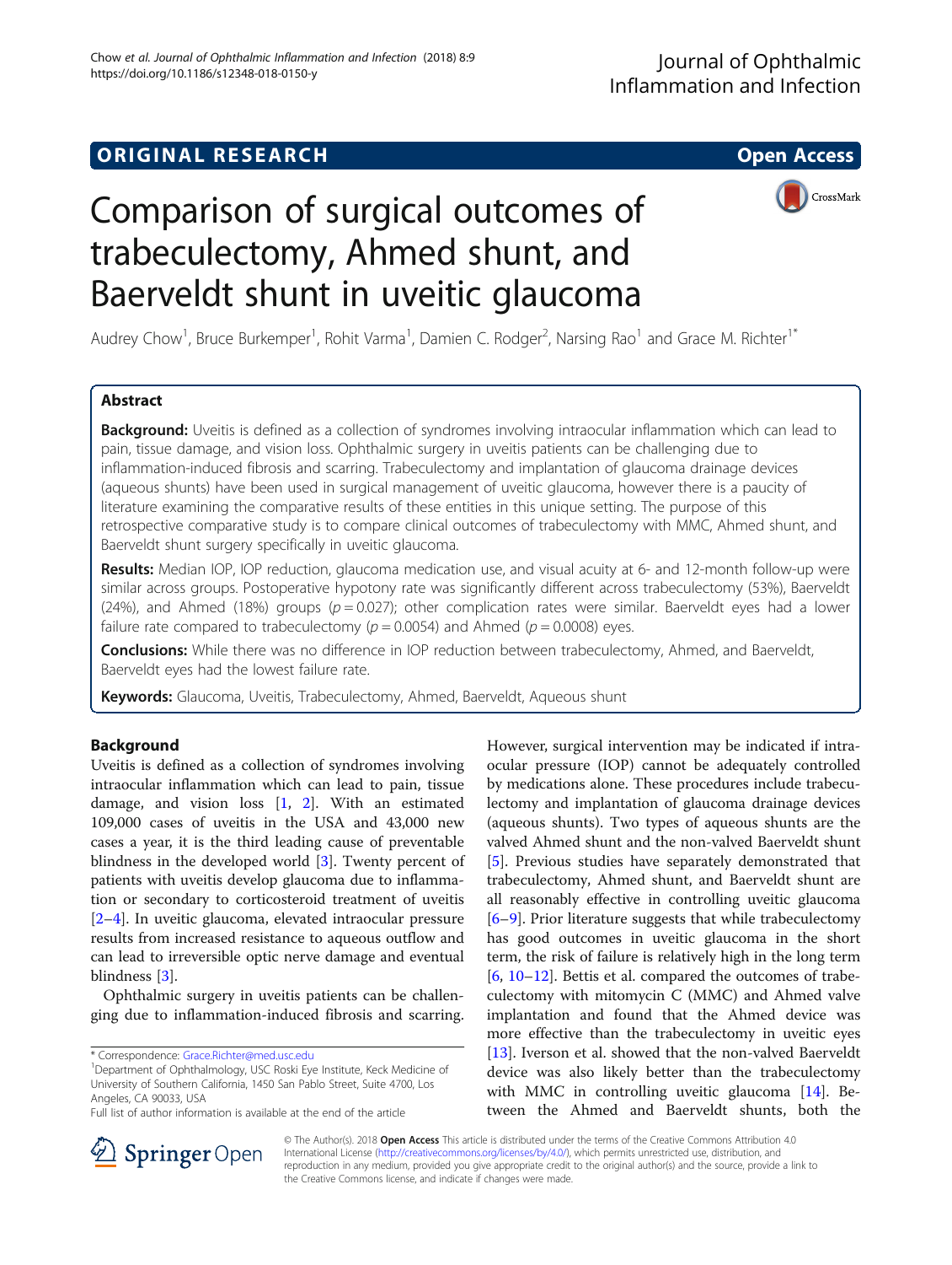ORIGINAL RESEARCH

Open Access

# Comparison of surgical outcomes of trabeculectomy, Ahmed shunt, and Baerveldt shunt in uveitic glaucoma

Audrey Chow[1], Bruce Burkemper[1], Rohit Varma[1], Damien C. Rodger[2], Narsing Rao[1] and Grace M. Richter[1*]

## Abstract

**Background:** Uveitis is defined as a collection of syndromes involving intraocular inflammation which can lead to pain, tissue damage, and vision loss. Ophthalmic surgery in uveitis patients can be challenging due to inflammation-induced fibrosis and scarring. Trabeculectomy and implantation of glaucoma drainage devices (aqueous shunts) have been used in surgical management of uveitic glaucoma, however there is a paucity of literature examining the comparative results of these entities in this unique setting. The purpose of this retrospective comparative study is to compare clinical outcomes of trabeculectomy with MMC, Ahmed shunt, and Baerveldt shunt surgery specifically in uveitic glaucoma.

**Results:** Median IOP, IOP reduction, glaucoma medication use, and visual acuity at 6- and 12-month follow-up were similar across groups. Postoperative hypotony rate was significantly different across trabeculectomy (53%), Baerveldt (24%), and Ahmed (18%) groups ($p = 0.027$); other complication rates were similar. Baerveldt eyes had a lower failure rate compared to trabeculectomy ($p = 0.0054$) and Ahmed ($p = 0.0008$) eyes.

**Conclusions:** While there was no difference in IOP reduction between trabeculectomy, Ahmed, and Baerveldt, Baerveldt eyes had the lowest failure rate.

**Keywords:** Glaucoma, Uveitis, Trabeculectomy, Ahmed, Baerveldt, Aqueous shunt

## Background

Uveitis is defined as a collection of syndromes involving intraocular inflammation which can lead to pain, tissue damage, and vision loss [1, 2]. With an estimated 109,000 cases of uveitis in the USA and 43,000 new cases a year, it is the third leading cause of preventable blindness in the developed world [3]. Twenty percent of patients with uveitis develop glaucoma due to inflammation or secondary to corticosteroid treatment of uveitis [2–4]. In uveitic glaucoma, elevated intraocular pressure results from increased resistance to aqueous outflow and can lead to irreversible optic nerve damage and eventual blindness [3].

Ophthalmic surgery in uveitis patients can be challenging due to inflammation-induced fibrosis and scarring. However, surgical intervention may be indicated if intraocular pressure (IOP) cannot be adequately controlled by medications alone. These procedures include trabeculectomy and implantation of glaucoma drainage devices (aqueous shunts). Two types of aqueous shunts are the valved Ahmed shunt and the non-valved Baerveldt shunt [5]. Previous studies have separately demonstrated that trabeculectomy, Ahmed shunt, and Baerveldt shunt are all reasonably effective in controlling uveitic glaucoma [6–9]. Prior literature suggests that while trabeculectomy has good outcomes in uveitic glaucoma in the short term, the risk of failure is relatively high in the long term [6, 10–12]. Bettis et al. compared the outcomes of trabeculectomy with mitomycin C (MMC) and Ahmed valve implantation and found that the Ahmed device was more effective than the trabeculectomy in uveitic eyes [13]. Iverson et al. showed that the non-valved Baerveldt device was also likely better than the trabeculectomy with MMC in controlling uveitic glaucoma [14]. Between the Ahmed and Baerveldt shunts, both the

\* Correspondence: Grace.Richter@med.usc.edu
[1]Department of Ophthalmology, USC Roski Eye Institute, Keck Medicine of University of Southern California, 1450 San Pablo Street, Suite 4700, Los Angeles, CA 90033, USA
Full list of author information is available at the end of the article

© The Author(s). 2018 **Open Access** This article is distributed under the terms of the Creative Commons Attribution 4.0 International License (http://creativecommons.org/licenses/by/4.0/), which permits unrestricted use, distribution, and reproduction in any medium, provided you give appropriate credit to the original author(s) and the source, provide a link to the Creative Commons license, and indicate if changes were made.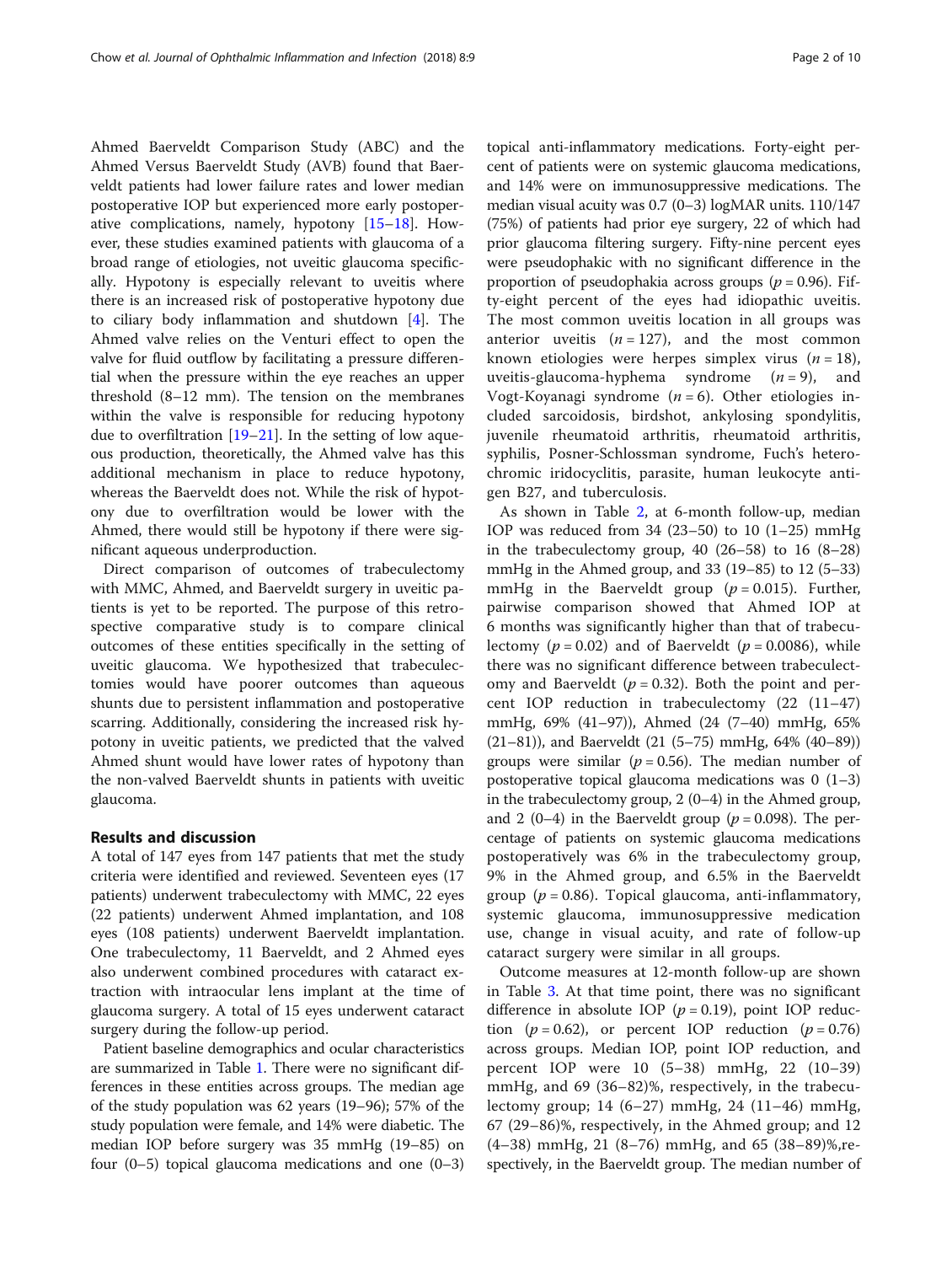Ahmed Baerveldt Comparison Study (ABC) and the Ahmed Versus Baerveldt Study (AVB) found that Baerveldt patients had lower failure rates and lower median postoperative IOP but experienced more early postoperative complications, namely, hypotony [15–18]. However, these studies examined patients with glaucoma of a broad range of etiologies, not uveitic glaucoma specifically. Hypotony is especially relevant to uveitis where there is an increased risk of postoperative hypotony due to ciliary body inflammation and shutdown [4]. The Ahmed valve relies on the Venturi effect to open the valve for fluid outflow by facilitating a pressure differential when the pressure within the eye reaches an upper threshold (8–12 mm). The tension on the membranes within the valve is responsible for reducing hypotony due to overfiltration [19–21]. In the setting of low aqueous production, theoretically, the Ahmed valve has this additional mechanism in place to reduce hypotony, whereas the Baerveldt does not. While the risk of hypotony due to overfiltration would be lower with the Ahmed, there would still be hypotony if there were significant aqueous underproduction.

Direct comparison of outcomes of trabeculectomy with MMC, Ahmed, and Baerveldt surgery in uveitic patients is yet to be reported. The purpose of this retrospective comparative study is to compare clinical outcomes of these entities specifically in the setting of uveitic glaucoma. We hypothesized that trabeculectomies would have poorer outcomes than aqueous shunts due to persistent inflammation and postoperative scarring. Additionally, considering the increased risk hypotony in uveitic patients, we predicted that the valved Ahmed shunt would have lower rates of hypotony than the non-valved Baerveldt shunts in patients with uveitic glaucoma.

## Results and discussion

A total of 147 eyes from 147 patients that met the study criteria were identified and reviewed. Seventeen eyes (17 patients) underwent trabeculectomy with MMC, 22 eyes (22 patients) underwent Ahmed implantation, and 108 eyes (108 patients) underwent Baerveldt implantation. One trabeculectomy, 11 Baerveldt, and 2 Ahmed eyes also underwent combined procedures with cataract extraction with intraocular lens implant at the time of glaucoma surgery. A total of 15 eyes underwent cataract surgery during the follow-up period.

Patient baseline demographics and ocular characteristics are summarized in Table 1. There were no significant differences in these entities across groups. The median age of the study population was 62 years (19–96); 57% of the study population were female, and 14% were diabetic. The median IOP before surgery was 35 mmHg (19–85) on four (0–5) topical glaucoma medications and one (0–3) topical anti-inflammatory medications. Forty-eight percent of patients were on systemic glaucoma medications, and 14% were on immunosuppressive medications. The median visual acuity was 0.7 (0–3) logMAR units. 110/147 (75%) of patients had prior eye surgery, 22 of which had prior glaucoma filtering surgery. Fifty-nine percent eyes were pseudophakic with no significant difference in the proportion of pseudophakia across groups ($p = 0.96$). Fifty-eight percent of the eyes had idiopathic uveitis. The most common uveitis location in all groups was anterior uveitis ($n = 127$), and the most common known etiologies were herpes simplex virus ($n = 18$), uveitis-glaucoma-hyphema syndrome ($n = 9$), and Vogt-Koyanagi syndrome ($n = 6$). Other etiologies included sarcoidosis, birdshot, ankylosing spondylitis, juvenile rheumatoid arthritis, rheumatoid arthritis, syphilis, Posner-Schlossman syndrome, Fuch's heterochromic iridocyclitis, parasite, human leukocyte antigen B27, and tuberculosis.

As shown in Table 2, at 6-month follow-up, median IOP was reduced from 34 (23–50) to 10 (1–25) mmHg in the trabeculectomy group, 40 (26–58) to 16 (8–28) mmHg in the Ahmed group, and 33 (19–85) to 12 (5–33) mmHg in the Baerveldt group ($p = 0.015$). Further, pairwise comparison showed that Ahmed IOP at 6 months was significantly higher than that of trabeculectomy ($p = 0.02$) and of Baerveldt ($p = 0.0086$), while there was no significant difference between trabeculectomy and Baerveldt ($p = 0.32$). Both the point and percent IOP reduction in trabeculectomy (22 (11–47) mmHg, 69% (41–97)), Ahmed (24 (7–40) mmHg, 65% (21–81)), and Baerveldt (21 (5–75) mmHg, 64% (40–89)) groups were similar ($p = 0.56$). The median number of postoperative topical glaucoma medications was 0 (1–3) in the trabeculectomy group, 2 (0–4) in the Ahmed group, and 2 (0–4) in the Baerveldt group ($p = 0.098$). The percentage of patients on systemic glaucoma medications postoperatively was 6% in the trabeculectomy group, 9% in the Ahmed group, and 6.5% in the Baerveldt group ($p = 0.86$). Topical glaucoma, anti-inflammatory, systemic glaucoma, immunosuppressive medication use, change in visual acuity, and rate of follow-up cataract surgery were similar in all groups.

Outcome measures at 12-month follow-up are shown in Table 3. At that time point, there was no significant difference in absolute IOP ($p = 0.19$), point IOP reduction ($p = 0.62$), or percent IOP reduction ($p = 0.76$) across groups. Median IOP, point IOP reduction, and percent IOP were 10 (5–38) mmHg, 22 (10–39) mmHg, and 69 (36–82)%, respectively, in the trabeculectomy group; 14 (6–27) mmHg, 24 (11–46) mmHg, 67 (29–86)%, respectively, in the Ahmed group; and 12 (4–38) mmHg, 21 (8–76) mmHg, and 65 (38–89)%,respectively, in the Baerveldt group. The median number of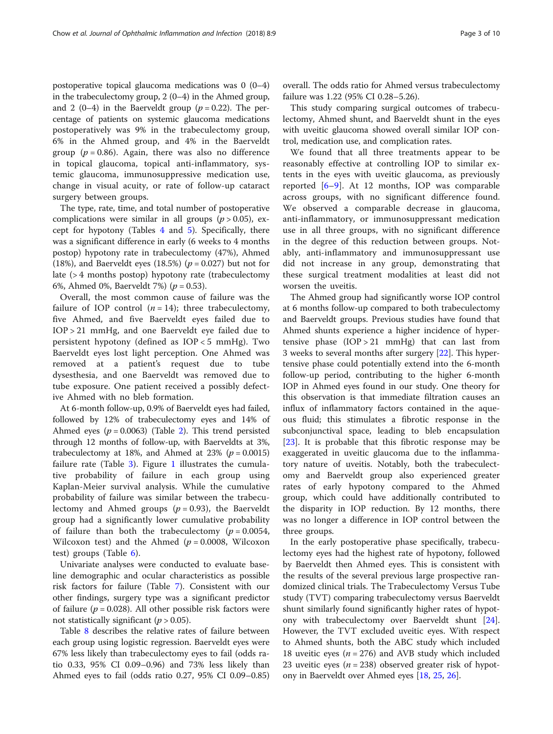postoperative topical glaucoma medications was 0 (0–4) in the trabeculectomy group, 2 (0–4) in the Ahmed group, and 2 (0–4) in the Baerveldt group ($p = 0.22$). The percentage of patients on systemic glaucoma medications postoperatively was 9% in the trabeculectomy group, 6% in the Ahmed group, and 4% in the Baerveldt group ($p = 0.86$). Again, there was also no difference in topical glaucoma, topical anti-inflammatory, systemic glaucoma, immunosuppressive medication use, change in visual acuity, or rate of follow-up cataract surgery between groups.

The type, rate, time, and total number of postoperative complications were similar in all groups ($p > 0.05$), except for hypotony (Tables 4 and 5). Specifically, there was a significant difference in early (6 weeks to 4 months postop) hypotony rate in trabeculectomy (47%), Ahmed (18%), and Baerveldt eyes (18.5%) ($p = 0.027$) but not for late (> 4 months postop) hypotony rate (trabeculectomy 6%, Ahmed 0%, Baerveldt 7%) ($p = 0.53$).

Overall, the most common cause of failure was the failure of IOP control ($n = 14$); three trabeculectomy, five Ahmed, and five Baerveldt eyes failed due to IOP > 21 mmHg, and one Baerveldt eye failed due to persistent hypotony (defined as IOP < 5 mmHg). Two Baerveldt eyes lost light perception. One Ahmed was removed at a patient's request due to tube dysesthesia, and one Baerveldt was removed due to tube exposure. One patient received a possibly defective Ahmed with no bleb formation.

At 6-month follow-up, 0.9% of Baerveldt eyes had failed, followed by 12% of trabeculectomy eyes and 14% of Ahmed eyes ($p = 0.0063$) (Table 2). This trend persisted through 12 months of follow-up, with Baerveldts at 3%, trabeculectomy at 18%, and Ahmed at 23% ($p = 0.0015$) failure rate (Table 3). Figure 1 illustrates the cumulative probability of failure in each group using Kaplan-Meier survival analysis. While the cumulative probability of failure was similar between the trabeculectomy and Ahmed groups ($p = 0.93$), the Baerveldt group had a significantly lower cumulative probability of failure than both the trabeculectomy ($p = 0.0054$, Wilcoxon test) and the Ahmed ($p = 0.0008$, Wilcoxon test) groups (Table 6).

Univariate analyses were conducted to evaluate baseline demographic and ocular characteristics as possible risk factors for failure (Table 7). Consistent with our other findings, surgery type was a significant predictor of failure ($p = 0.028$). All other possible risk factors were not statistically significant ($p > 0.05$).

Table 8 describes the relative rates of failure between each group using logistic regression. Baerveldt eyes were 67% less likely than trabeculectomy eyes to fail (odds ratio 0.33, 95% CI 0.09–0.96) and 73% less likely than Ahmed eyes to fail (odds ratio 0.27, 95% CI 0.09–0.85) overall. The odds ratio for Ahmed versus trabeculectomy failure was 1.22 (95% CI 0.28–5.26).

This study comparing surgical outcomes of trabeculectomy, Ahmed shunt, and Baerveldt shunt in the eyes with uveitic glaucoma showed overall similar IOP control, medication use, and complication rates.

We found that all three treatments appear to be reasonably effective at controlling IOP to similar extents in the eyes with uveitic glaucoma, as previously reported [6–9]. At 12 months, IOP was comparable across groups, with no significant difference found. We observed a comparable decrease in glaucoma, anti-inflammatory, or immunosuppressant medication use in all three groups, with no significant difference in the degree of this reduction between groups. Notably, anti-inflammatory and immunosuppressant use did not increase in any group, demonstrating that these surgical treatment modalities at least did not worsen the uveitis.

The Ahmed group had significantly worse IOP control at 6 months follow-up compared to both trabeculectomy and Baerveldt groups. Previous studies have found that Ahmed shunts experience a higher incidence of hypertensive phase (IOP > 21 mmHg) that can last from 3 weeks to several months after surgery [22]. This hypertensive phase could potentially extend into the 6-month follow-up period, contributing to the higher 6-month IOP in Ahmed eyes found in our study. One theory for this observation is that immediate filtration causes an influx of inflammatory factors contained in the aqueous fluid; this stimulates a fibrotic response in the subconjunctival space, leading to bleb encapsulation [23]. It is probable that this fibrotic response may be exaggerated in uveitic glaucoma due to the inflammatory nature of uveitis. Notably, both the trabeculectomy and Baerveldt group also experienced greater rates of early hypotony compared to the Ahmed group, which could have additionally contributed to the disparity in IOP reduction. By 12 months, there was no longer a difference in IOP control between the three groups.

In the early postoperative phase specifically, trabeculectomy eyes had the highest rate of hypotony, followed by Baerveldt then Ahmed eyes. This is consistent with the results of the several previous large prospective randomized clinical trials. The Trabeculectomy Versus Tube study (TVT) comparing trabeculectomy versus Baerveldt shunt similarly found significantly higher rates of hypotony with trabeculectomy over Baerveldt shunt [24]. However, the TVT excluded uveitic eyes. With respect to Ahmed shunts, both the ABC study which included 18 uveitic eyes ($n = 276$) and AVB study which included 23 uveitic eyes ($n = 238$) observed greater risk of hypotony in Baerveldt over Ahmed eyes [18, 25, 26].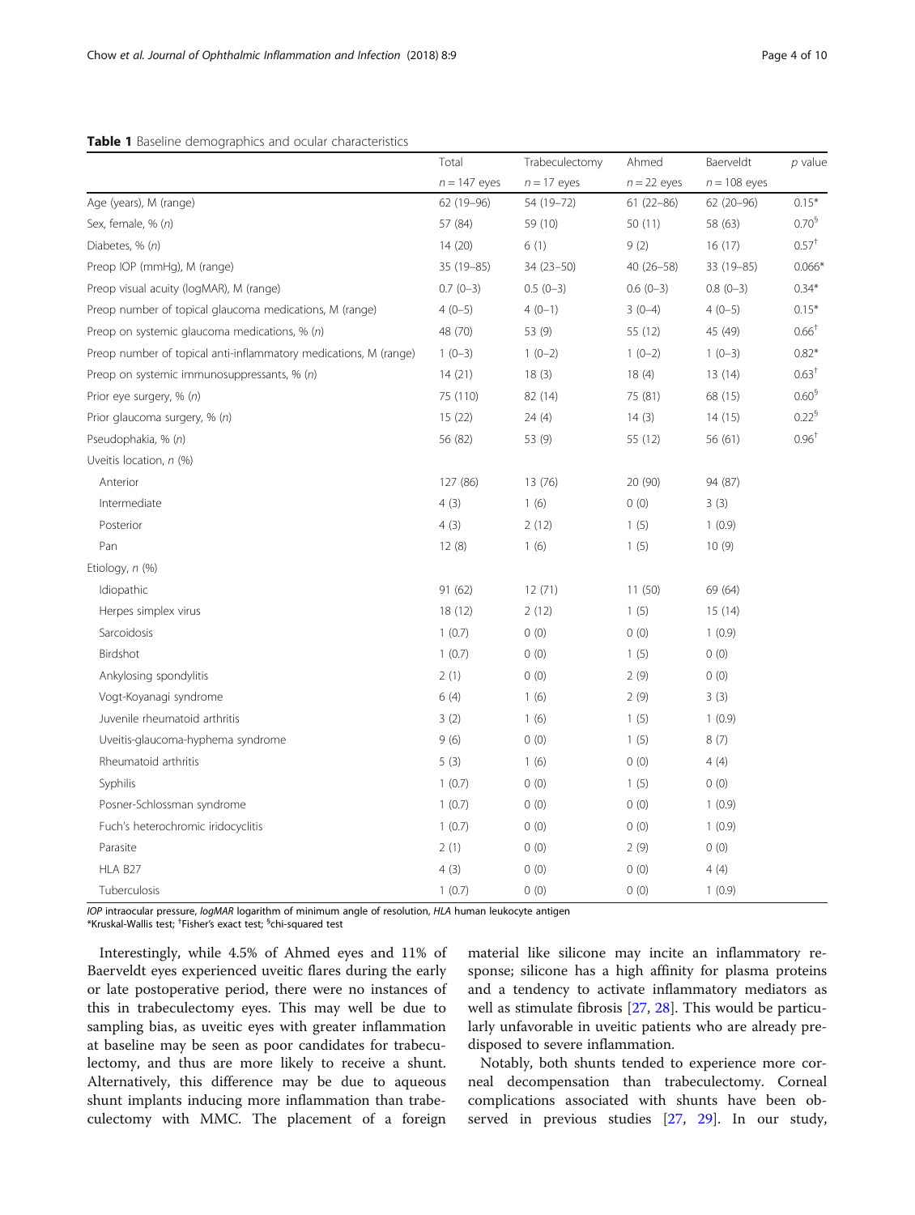**Table 1** Baseline demographics and ocular characteristics

| | Total | Trabeculectomy | Ahmed | Baerveldt | *p* value |
|---|---|---|---|---|---|
| | *n* = 147 eyes | *n* = 17 eyes | *n* = 22 eyes | *n* = 108 eyes | |
| Age (years), M (range) | 62 (19–96) | 54 (19–72) | 61 (22–86) | 62 (20–96) | 0.15* |
| Sex, female, % (*n*) | 57 (84) | 59 (10) | 50 (11) | 58 (63) | 0.70§ |
| Diabetes, % (*n*) | 14 (20) | 6 (1) | 9 (2) | 16 (17) | 0.57† |
| Preop IOP (mmHg), M (range) | 35 (19–85) | 34 (23–50) | 40 (26–58) | 33 (19–85) | 0.066* |
| Preop visual acuity (logMAR), M (range) | 0.7 (0–3) | 0.5 (0–3) | 0.6 (0–3) | 0.8 (0–3) | 0.34* |
| Preop number of topical glaucoma medications, M (range) | 4 (0–5) | 4 (0–1) | 3 (0–4) | 4 (0–5) | 0.15* |
| Preop on systemic glaucoma medications, % (*n*) | 48 (70) | 53 (9) | 55 (12) | 45 (49) | 0.66† |
| Preop number of topical anti-inflammatory medications, M (range) | 1 (0–3) | 1 (0–2) | 1 (0–2) | 1 (0–3) | 0.82* |
| Preop on systemic immunosuppressants, % (*n*) | 14 (21) | 18 (3) | 18 (4) | 13 (14) | 0.63† |
| Prior eye surgery, % (*n*) | 75 (110) | 82 (14) | 75 (81) | 68 (15) | 0.60§ |
| Prior glaucoma surgery, % (*n*) | 15 (22) | 24 (4) | 14 (3) | 14 (15) | 0.22§ |
| Pseudophakia, % (*n*) | 56 (82) | 53 (9) | 55 (12) | 56 (61) | 0.96† |
| Uveitis location, *n* (%) | | | | | |
| Anterior | 127 (86) | 13 (76) | 20 (90) | 94 (87) | |
| Intermediate | 4 (3) | 1 (6) | 0 (0) | 3 (3) | |
| Posterior | 4 (3) | 2 (12) | 1 (5) | 1 (0.9) | |
| Pan | 12 (8) | 1 (6) | 1 (5) | 10 (9) | |
| Etiology, *n* (%) | | | | | |
| Idiopathic | 91 (62) | 12 (71) | 11 (50) | 69 (64) | |
| Herpes simplex virus | 18 (12) | 2 (12) | 1 (5) | 15 (14) | |
| Sarcoidosis | 1 (0.7) | 0 (0) | 0 (0) | 1 (0.9) | |
| Birdshot | 1 (0.7) | 0 (0) | 1 (5) | 0 (0) | |
| Ankylosing spondylitis | 2 (1) | 0 (0) | 2 (9) | 0 (0) | |
| Vogt-Koyanagi syndrome | 6 (4) | 1 (6) | 2 (9) | 3 (3) | |
| Juvenile rheumatoid arthritis | 3 (2) | 1 (6) | 1 (5) | 1 (0.9) | |
| Uveitis-glaucoma-hyphema syndrome | 9 (6) | 0 (0) | 1 (5) | 8 (7) | |
| Rheumatoid arthritis | 5 (3) | 1 (6) | 0 (0) | 4 (4) | |
| Syphilis | 1 (0.7) | 0 (0) | 1 (5) | 0 (0) | |
| Posner-Schlossman syndrome | 1 (0.7) | 0 (0) | 0 (0) | 1 (0.9) | |
| Fuch's heterochromic iridocyclitis | 1 (0.7) | 0 (0) | 0 (0) | 1 (0.9) | |
| Parasite | 2 (1) | 0 (0) | 2 (9) | 0 (0) | |
| HLA B27 | 4 (3) | 0 (0) | 0 (0) | 4 (4) | |
| Tuberculosis | 1 (0.7) | 0 (0) | 0 (0) | 1 (0.9) | |

*IOP* intraocular pressure, *logMAR* logarithm of minimum angle of resolution, *HLA* human leukocyte antigen
*Kruskal-Wallis test; †Fisher's exact test; §chi-squared test

Interestingly, while 4.5% of Ahmed eyes and 11% of Baerveldt eyes experienced uveitic flares during the early or late postoperative period, there were no instances of this in trabeculectomy eyes. This may well be due to sampling bias, as uveitic eyes with greater inflammation at baseline may be seen as poor candidates for trabeculectomy, and thus are more likely to receive a shunt. Alternatively, this difference may be due to aqueous shunt implants inducing more inflammation than trabeculectomy with MMC. The placement of a foreign material like silicone may incite an inflammatory response; silicone has a high affinity for plasma proteins and a tendency to activate inflammatory mediators as well as stimulate fibrosis [27, 28]. This would be particularly unfavorable in uveitic patients who are already predisposed to severe inflammation.

Notably, both shunts tended to experience more corneal decompensation than trabeculectomy. Corneal complications associated with shunts have been observed in previous studies [27, 29]. In our study,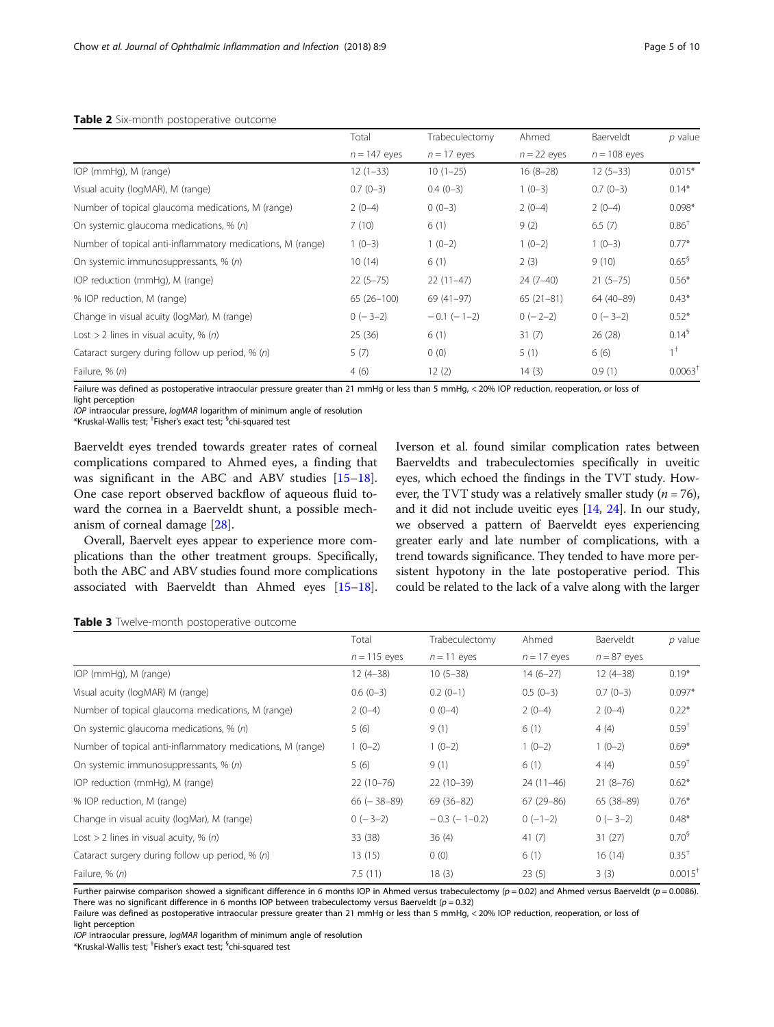**Table 2** Six-month postoperative outcome

| | Total | Trabeculectomy | Ahmed | Baerveldt | *p* value |
|---|---|---|---|---|---|
| | *n* = 147 eyes | *n* = 17 eyes | *n* = 22 eyes | *n* = 108 eyes | |
| IOP (mmHg), M (range) | 12 (1–33) | 10 (1–25) | 16 (8–28) | 12 (5–33) | 0.015* |
| Visual acuity (logMAR), M (range) | 0.7 (0–3) | 0.4 (0–3) | 1 (0–3) | 0.7 (0–3) | 0.14* |
| Number of topical glaucoma medications, M (range) | 2 (0–4) | 0 (0–3) | 2 (0–4) | 2 (0–4) | 0.098* |
| On systemic glaucoma medications, % (*n*) | 7 (10) | 6 (1) | 9 (2) | 6.5 (7) | 0.86† |
| Number of topical anti-inflammatory medications, M (range) | 1 (0–3) | 1 (0–2) | 1 (0–2) | 1 (0–3) | 0.77* |
| On systemic immunosuppressants, % (*n*) | 10 (14) | 6 (1) | 2 (3) | 9 (10) | 0.65§ |
| IOP reduction (mmHg), M (range) | 22 (5–75) | 22 (11–47) | 24 (7–40) | 21 (5–75) | 0.56* |
| % IOP reduction, M (range) | 65 (26–100) | 69 (41–97) | 65 (21–81) | 64 (40–89) | 0.43* |
| Change in visual acuity (logMar), M (range) | 0 (− 3–2) | − 0.1 (− 1–2) | 0 (− 2–2) | 0 (− 3–2) | 0.52* |
| Lost > 2 lines in visual acuity, % (*n*) | 25 (36) | 6 (1) | 31 (7) | 26 (28) | 0.14§ |
| Cataract surgery during follow up period, % (*n*) | 5 (7) | 0 (0) | 5 (1) | 6 (6) | 1† |
| Failure, % (*n*) | 4 (6) | 12 (2) | 14 (3) | 0.9 (1) | 0.0063† |

Failure was defined as postoperative intraocular pressure greater than 21 mmHg or less than 5 mmHg, < 20% IOP reduction, reoperation, or loss of light perception

*IOP* intraocular pressure, *logMAR* logarithm of minimum angle of resolution

*Kruskal-Wallis test; †Fisher's exact test; §chi-squared test

Baerveldt eyes trended towards greater rates of corneal complications compared to Ahmed eyes, a finding that was significant in the ABC and ABV studies [15–18]. One case report observed backflow of aqueous fluid toward the cornea in a Baerveldt shunt, a possible mechanism of corneal damage [28].

Overall, Baervelt eyes appear to experience more complications than the other treatment groups. Specifically, both the ABC and ABV studies found more complications associated with Baerveldt than Ahmed eyes [15–18]. Iverson et al. found similar complication rates between Baerveldts and trabeculectomies specifically in uveitic eyes, which echoed the findings in the TVT study. However, the TVT study was a relatively smaller study (*n* = 76), and it did not include uveitic eyes [14, 24]. In our study, we observed a pattern of Baerveldt eyes experiencing greater early and late number of complications, with a trend towards significance. They tended to have more persistent hypotony in the late postoperative period. This could be related to the lack of a valve along with the larger

**Table 3** Twelve-month postoperative outcome

| | Total | Trabeculectomy | Ahmed | Baerveldt | *p* value |
|---|---|---|---|---|---|
| | *n* = 115 eyes | *n* = 11 eyes | *n* = 17 eyes | *n* = 87 eyes | |
| IOP (mmHg), M (range) | 12 (4–38) | 10 (5–38) | 14 (6–27) | 12 (4–38) | 0.19* |
| Visual acuity (logMAR) M (range) | 0.6 (0–3) | 0.2 (0–1) | 0.5 (0–3) | 0.7 (0–3) | 0.097* |
| Number of topical glaucoma medications, M (range) | 2 (0–4) | 0 (0–4) | 2 (0–4) | 2 (0–4) | 0.22* |
| On systemic glaucoma medications, % (*n*) | 5 (6) | 9 (1) | 6 (1) | 4 (4) | 0.59† |
| Number of topical anti-inflammatory medications, M (range) | 1 (0–2) | 1 (0–2) | 1 (0–2) | 1 (0–2) | 0.69* |
| On systemic immunosuppressants, % (*n*) | 5 (6) | 9 (1) | 6 (1) | 4 (4) | 0.59† |
| IOP reduction (mmHg), M (range) | 22 (10–76) | 22 (10–39) | 24 (11–46) | 21 (8–76) | 0.62* |
| % IOP reduction, M (range) | 66 (− 38–89) | 69 (36–82) | 67 (29–86) | 65 (38–89) | 0.76* |
| Change in visual acuity (logMar), M (range) | 0 (− 3–2) | − 0.3 (− 1–0.2) | 0 (−1–2) | 0 (− 3–2) | 0.48* |
| Lost > 2 lines in visual acuity, % (*n*) | 33 (38) | 36 (4) | 41 (7) | 31 (27) | 0.70§ |
| Cataract surgery during follow up period, % (*n*) | 13 (15) | 0 (0) | 6 (1) | 16 (14) | 0.35† |
| Failure, % (*n*) | 7.5 (11) | 18 (3) | 23 (5) | 3 (3) | 0.0015† |

Further pairwise comparison showed a significant difference in 6 months IOP in Ahmed versus trabeculectomy ($p = 0.02$) and Ahmed versus Baerveldt ($p = 0.0086$). There was no significant difference in 6 months IOP between trabeculectomy versus Baerveldt ($p = 0.32$)

Failure was defined as postoperative intraocular pressure greater than 21 mmHg or less than 5 mmHg, < 20% IOP reduction, reoperation, or loss of light perception

*IOP* intraocular pressure, *logMAR* logarithm of minimum angle of resolution

*Kruskal-Wallis test; †Fisher's exact test; §chi-squared test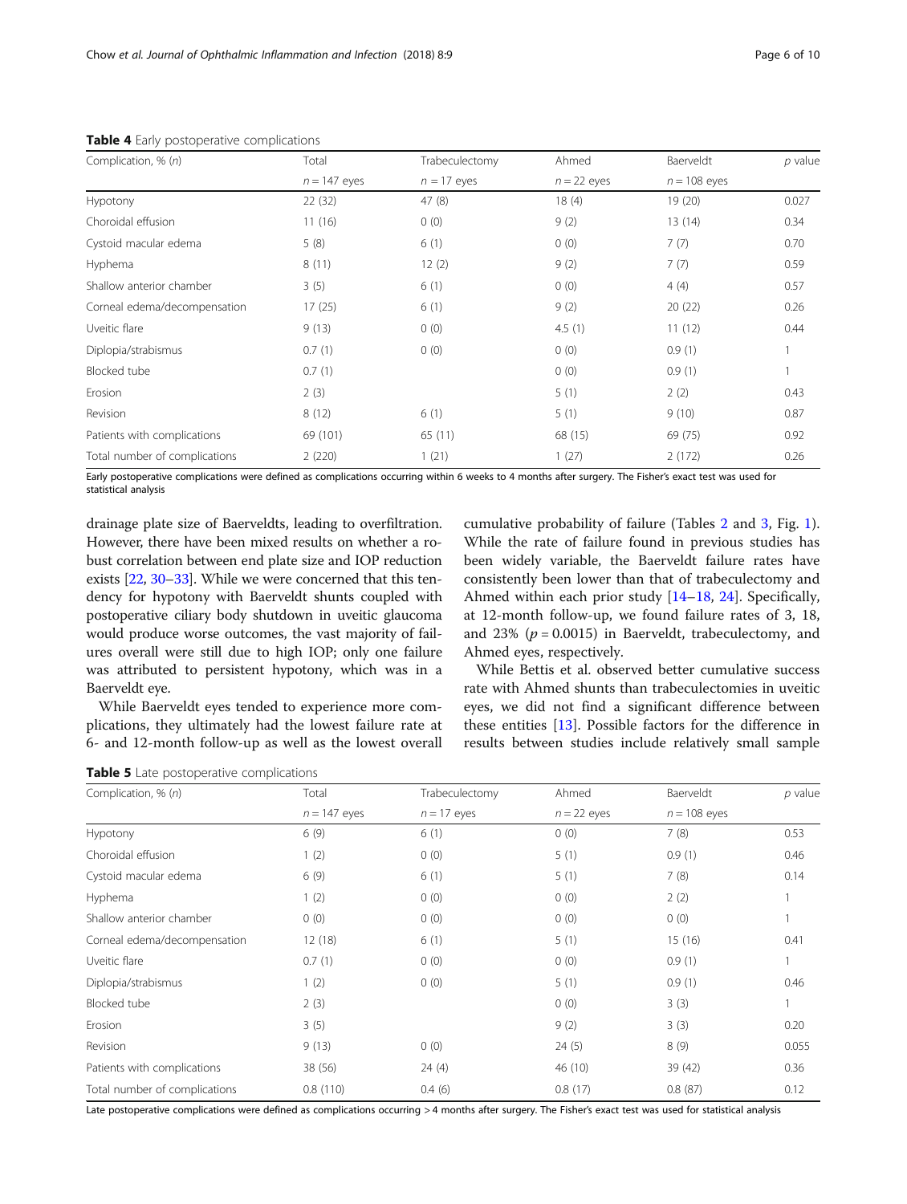**Table 4** Early postoperative complications

| Complication, % (*n*) | Total | Trabeculectomy | Ahmed | Baerveldt | *p* value |
|---|---|---|---|---|---|
| | *n* = 147 eyes | *n* = 17 eyes | *n* = 22 eyes | *n* = 108 eyes | |
| Hypotony | 22 (32) | 47 (8) | 18 (4) | 19 (20) | 0.027 |
| Choroidal effusion | 11 (16) | 0 (0) | 9 (2) | 13 (14) | 0.34 |
| Cystoid macular edema | 5 (8) | 6 (1) | 0 (0) | 7 (7) | 0.70 |
| Hyphema | 8 (11) | 12 (2) | 9 (2) | 7 (7) | 0.59 |
| Shallow anterior chamber | 3 (5) | 6 (1) | 0 (0) | 4 (4) | 0.57 |
| Corneal edema/decompensation | 17 (25) | 6 (1) | 9 (2) | 20 (22) | 0.26 |
| Uveitic flare | 9 (13) | 0 (0) | 4.5 (1) | 11 (12) | 0.44 |
| Diplopia/strabismus | 0.7 (1) | 0 (0) | 0 (0) | 0.9 (1) | 1 |
| Blocked tube | 0.7 (1) | | 0 (0) | 0.9 (1) | 1 |
| Erosion | 2 (3) | | 5 (1) | 2 (2) | 0.43 |
| Revision | 8 (12) | 6 (1) | 5 (1) | 9 (10) | 0.87 |
| Patients with complications | 69 (101) | 65 (11) | 68 (15) | 69 (75) | 0.92 |
| Total number of complications | 2 (220) | 1 (21) | 1 (27) | 2 (172) | 0.26 |

Early postoperative complications were defined as complications occurring within 6 weeks to 4 months after surgery. The Fisher's exact test was used for statistical analysis

drainage plate size of Baerveldts, leading to overfiltration. However, there have been mixed results on whether a robust correlation between end plate size and IOP reduction exists [22, 30–33]. While we were concerned that this tendency for hypotony with Baerveldt shunts coupled with postoperative ciliary body shutdown in uveitic glaucoma would produce worse outcomes, the vast majority of failures overall were still due to high IOP; only one failure was attributed to persistent hypotony, which was in a Baerveldt eye.

While Baerveldt eyes tended to experience more complications, they ultimately had the lowest failure rate at 6- and 12-month follow-up as well as the lowest overall cumulative probability of failure (Tables 2 and 3, Fig. 1). While the rate of failure found in previous studies has been widely variable, the Baerveldt failure rates have consistently been lower than that of trabeculectomy and Ahmed within each prior study [14–18, 24]. Specifically, at 12-month follow-up, we found failure rates of 3, 18, and 23% ($p = 0.0015$) in Baerveldt, trabeculectomy, and Ahmed eyes, respectively.

While Bettis et al. observed better cumulative success rate with Ahmed shunts than trabeculectomies in uveitic eyes, we did not find a significant difference between these entities [13]. Possible factors for the difference in results between studies include relatively small sample

**Table 5** Late postoperative complications

| Complication, % (*n*) | Total | Trabeculectomy | Ahmed | Baerveldt | *p* value |
|---|---|---|---|---|---|
| | *n* = 147 eyes | *n* = 17 eyes | *n* = 22 eyes | *n* = 108 eyes | |
| Hypotony | 6 (9) | 6 (1) | 0 (0) | 7 (8) | 0.53 |
| Choroidal effusion | 1 (2) | 0 (0) | 5 (1) | 0.9 (1) | 0.46 |
| Cystoid macular edema | 6 (9) | 6 (1) | 5 (1) | 7 (8) | 0.14 |
| Hyphema | 1 (2) | 0 (0) | 0 (0) | 2 (2) | 1 |
| Shallow anterior chamber | 0 (0) | 0 (0) | 0 (0) | 0 (0) | 1 |
| Corneal edema/decompensation | 12 (18) | 6 (1) | 5 (1) | 15 (16) | 0.41 |
| Uveitic flare | 0.7 (1) | 0 (0) | 0 (0) | 0.9 (1) | 1 |
| Diplopia/strabismus | 1 (2) | 0 (0) | 5 (1) | 0.9 (1) | 0.46 |
| Blocked tube | 2 (3) | | 0 (0) | 3 (3) | 1 |
| Erosion | 3 (5) | | 9 (2) | 3 (3) | 0.20 |
| Revision | 9 (13) | 0 (0) | 24 (5) | 8 (9) | 0.055 |
| Patients with complications | 38 (56) | 24 (4) | 46 (10) | 39 (42) | 0.36 |
| Total number of complications | 0.8 (110) | 0.4 (6) | 0.8 (17) | 0.8 (87) | 0.12 |

Late postoperative complications were defined as complications occurring > 4 months after surgery. The Fisher's exact test was used for statistical analysis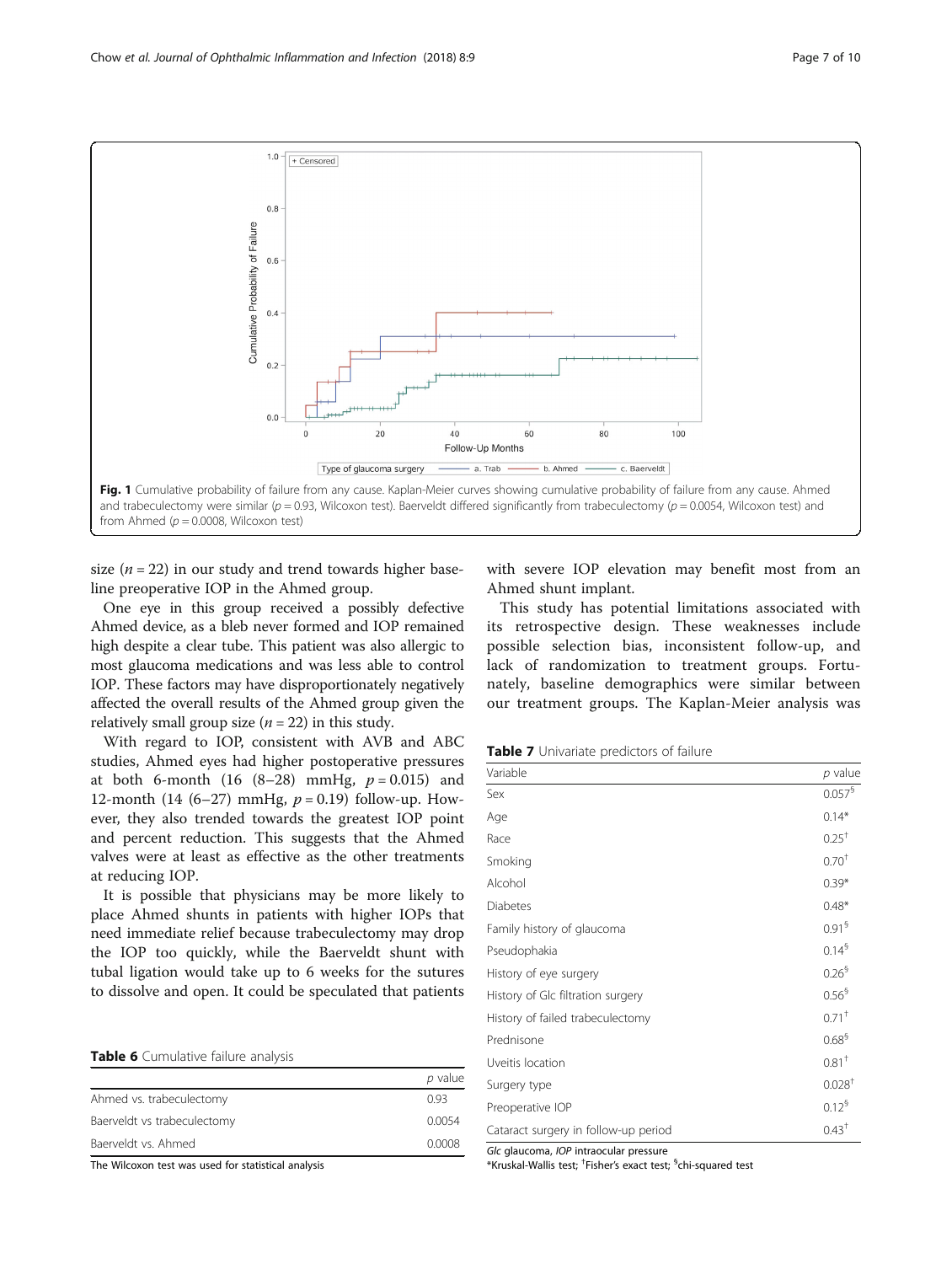Fig. 1 Cumulative probability of failure from any cause. Kaplan-Meier curves showing cumulative probability of failure from any cause. Ahmed and trabeculectomy were similar ($p = 0.93$, Wilcoxon test). Baerveldt differed significantly from trabeculectomy ($p = 0.0054$, Wilcoxon test) and from Ahmed ($p = 0.0008$, Wilcoxon test)

size ($n = 22$) in our study and trend towards higher baseline preoperative IOP in the Ahmed group.

One eye in this group received a possibly defective Ahmed device, as a bleb never formed and IOP remained high despite a clear tube. This patient was also allergic to most glaucoma medications and was less able to control IOP. These factors may have disproportionately negatively affected the overall results of the Ahmed group given the relatively small group size ($n = 22$) in this study.

With regard to IOP, consistent with AVB and ABC studies, Ahmed eyes had higher postoperative pressures at both 6-month (16 (8–28) mmHg, $p = 0.015$) and 12-month (14 (6–27) mmHg, $p = 0.19$) follow-up. However, they also trended towards the greatest IOP point and percent reduction. This suggests that the Ahmed valves were at least as effective as the other treatments at reducing IOP.

It is possible that physicians may be more likely to place Ahmed shunts in patients with higher IOPs that need immediate relief because trabeculectomy may drop the IOP too quickly, while the Baerveldt shunt with tubal ligation would take up to 6 weeks for the sutures to dissolve and open. It could be speculated that patients with severe IOP elevation may benefit most from an Ahmed shunt implant.

**Table 6** Cumulative failure analysis

| | $p$ value |
|---|---|
| Ahmed vs. trabeculectomy | 0.93 |
| Baerveldt vs trabeculectomy | 0.0054 |
| Baerveldt vs. Ahmed | 0.0008 |

The Wilcoxon test was used for statistical analysis

This study has potential limitations associated with its retrospective design. These weaknesses include possible selection bias, inconsistent follow-up, and lack of randomization to treatment groups. Fortunately, baseline demographics were similar between our treatment groups. The Kaplan-Meier analysis was

**Table 7** Univariate predictors of failure

| Variable | $p$ value |
|---|---|
| Sex | 0.057[§] |
| Age | 0.14* |
| Race | 0.25[†] |
| Smoking | 0.70[†] |
| Alcohol | 0.39* |
| Diabetes | 0.48* |
| Family history of glaucoma | 0.91[§] |
| Pseudophakia | 0.14[§] |
| History of eye surgery | 0.26[§] |
| History of Glc filtration surgery | 0.56[§] |
| History of failed trabeculectomy | 0.71[†] |
| Prednisone | 0.68[§] |
| Uveitis location | 0.81[†] |
| Surgery type | 0.028[†] |
| Preoperative IOP | 0.12[§] |
| Cataract surgery in follow-up period | 0.43[†] |

*Glc* glaucoma, *IOP* intraocular pressure
*Kruskal-Wallis test; [†]Fisher's exact test; [§]chi-squared test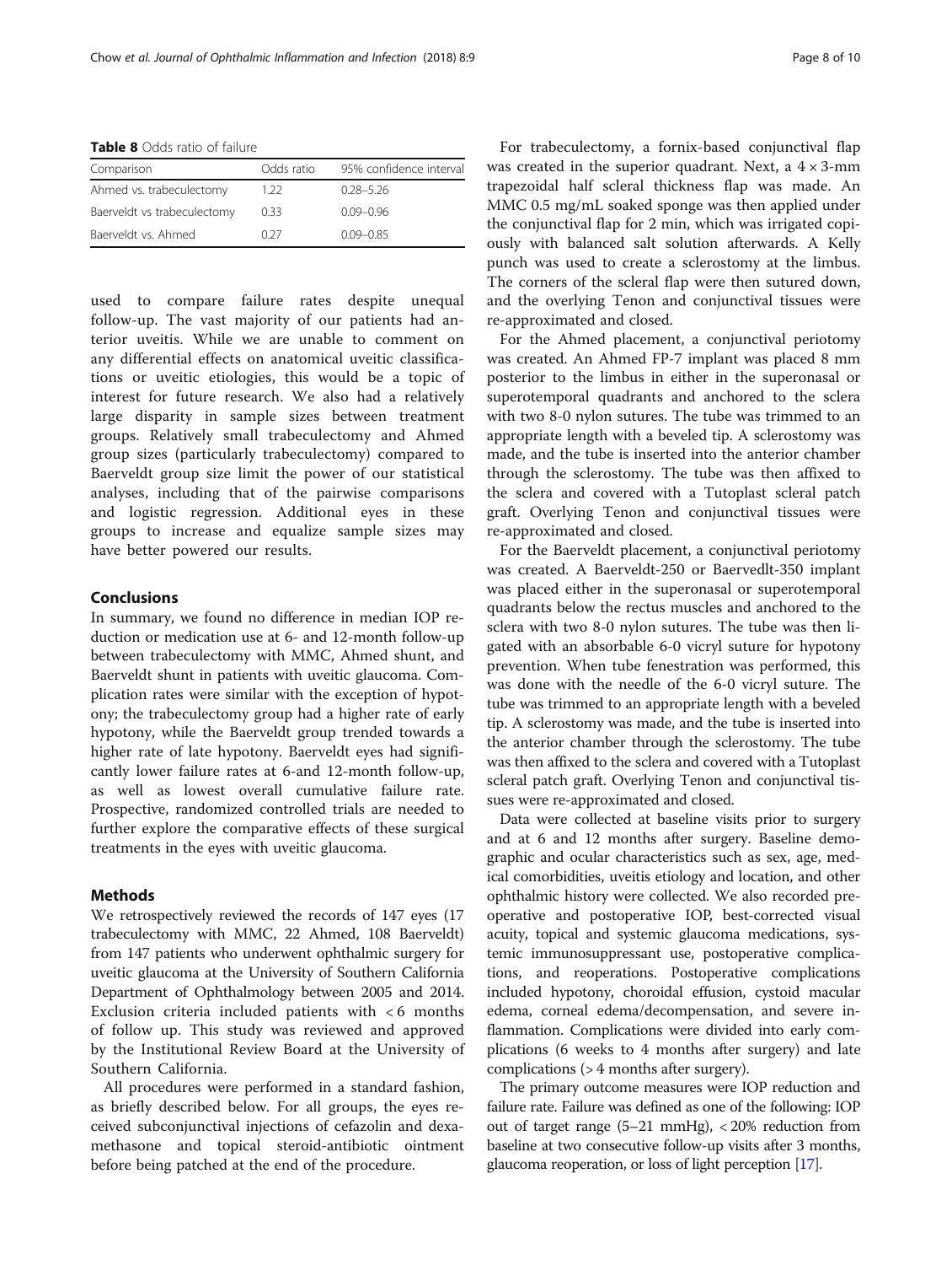**Table 8** Odds ratio of failure

| Comparison | Odds ratio | 95% confidence interval |
|---|---|---|
| Ahmed vs. trabeculectomy | 1.22 | 0.28–5.26 |
| Baerveldt vs trabeculectomy | 0.33 | 0.09–0.96 |
| Baerveldt vs. Ahmed | 0.27 | 0.09–0.85 |

used to compare failure rates despite unequal follow-up. The vast majority of our patients had anterior uveitis. While we are unable to comment on any differential effects on anatomical uveitic classifications or uveitic etiologies, this would be a topic of interest for future research. We also had a relatively large disparity in sample sizes between treatment groups. Relatively small trabeculectomy and Ahmed group sizes (particularly trabeculectomy) compared to Baerveldt group size limit the power of our statistical analyses, including that of the pairwise comparisons and logistic regression. Additional eyes in these groups to increase and equalize sample sizes may have better powered our results.

## Conclusions

In summary, we found no difference in median IOP reduction or medication use at 6- and 12-month follow-up between trabeculectomy with MMC, Ahmed shunt, and Baerveldt shunt in patients with uveitic glaucoma. Complication rates were similar with the exception of hypotony; the trabeculectomy group had a higher rate of early hypotony, while the Baerveldt group trended towards a higher rate of late hypotony. Baerveldt eyes had significantly lower failure rates at 6-and 12-month follow-up, as well as lowest overall cumulative failure rate. Prospective, randomized controlled trials are needed to further explore the comparative effects of these surgical treatments in the eyes with uveitic glaucoma.

## Methods

We retrospectively reviewed the records of 147 eyes (17 trabeculectomy with MMC, 22 Ahmed, 108 Baerveldt) from 147 patients who underwent ophthalmic surgery for uveitic glaucoma at the University of Southern California Department of Ophthalmology between 2005 and 2014. Exclusion criteria included patients with < 6 months of follow up. This study was reviewed and approved by the Institutional Review Board at the University of Southern California.

All procedures were performed in a standard fashion, as briefly described below. For all groups, the eyes received subconjunctival injections of cefazolin and dexamethasone and topical steroid-antibiotic ointment before being patched at the end of the procedure.

For trabeculectomy, a fornix-based conjunctival flap was created in the superior quadrant. Next, a $4 \times 3$-mm trapezoidal half scleral thickness flap was made. An MMC 0.5 mg/mL soaked sponge was then applied under the conjunctival flap for 2 min, which was irrigated copiously with balanced salt solution afterwards. A Kelly punch was used to create a sclerostomy at the limbus. The corners of the scleral flap were then sutured down, and the overlying Tenon and conjunctival tissues were re-approximated and closed.

For the Ahmed placement, a conjunctival periotomy was created. An Ahmed FP-7 implant was placed 8 mm posterior to the limbus in either in the superonasal or superotemporal quadrants and anchored to the sclera with two 8-0 nylon sutures. The tube was trimmed to an appropriate length with a beveled tip. A sclerostomy was made, and the tube is inserted into the anterior chamber through the sclerostomy. The tube was then affixed to the sclera and covered with a Tutoplast scleral patch graft. Overlying Tenon and conjunctival tissues were re-approximated and closed.

For the Baerveldt placement, a conjunctival periotomy was created. A Baerveldt-250 or Baervedlt-350 implant was placed either in the superonasal or superotemporal quadrants below the rectus muscles and anchored to the sclera with two 8-0 nylon sutures. The tube was then ligated with an absorbable 6-0 vicryl suture for hypotony prevention. When tube fenestration was performed, this was done with the needle of the 6-0 vicryl suture. The tube was trimmed to an appropriate length with a beveled tip. A sclerostomy was made, and the tube is inserted into the anterior chamber through the sclerostomy. The tube was then affixed to the sclera and covered with a Tutoplast scleral patch graft. Overlying Tenon and conjunctival tissues were re-approximated and closed.

Data were collected at baseline visits prior to surgery and at 6 and 12 months after surgery. Baseline demographic and ocular characteristics such as sex, age, medical comorbidities, uveitis etiology and location, and other ophthalmic history were collected. We also recorded preoperative and postoperative IOP, best-corrected visual acuity, topical and systemic glaucoma medications, systemic immunosuppressant use, postoperative complications, and reoperations. Postoperative complications included hypotony, choroidal effusion, cystoid macular edema, corneal edema/decompensation, and severe inflammation. Complications were divided into early complications (6 weeks to 4 months after surgery) and late complications (> 4 months after surgery).

The primary outcome measures were IOP reduction and failure rate. Failure was defined as one of the following: IOP out of target range (5–21 mmHg), < 20% reduction from baseline at two consecutive follow-up visits after 3 months, glaucoma reoperation, or loss of light perception [17].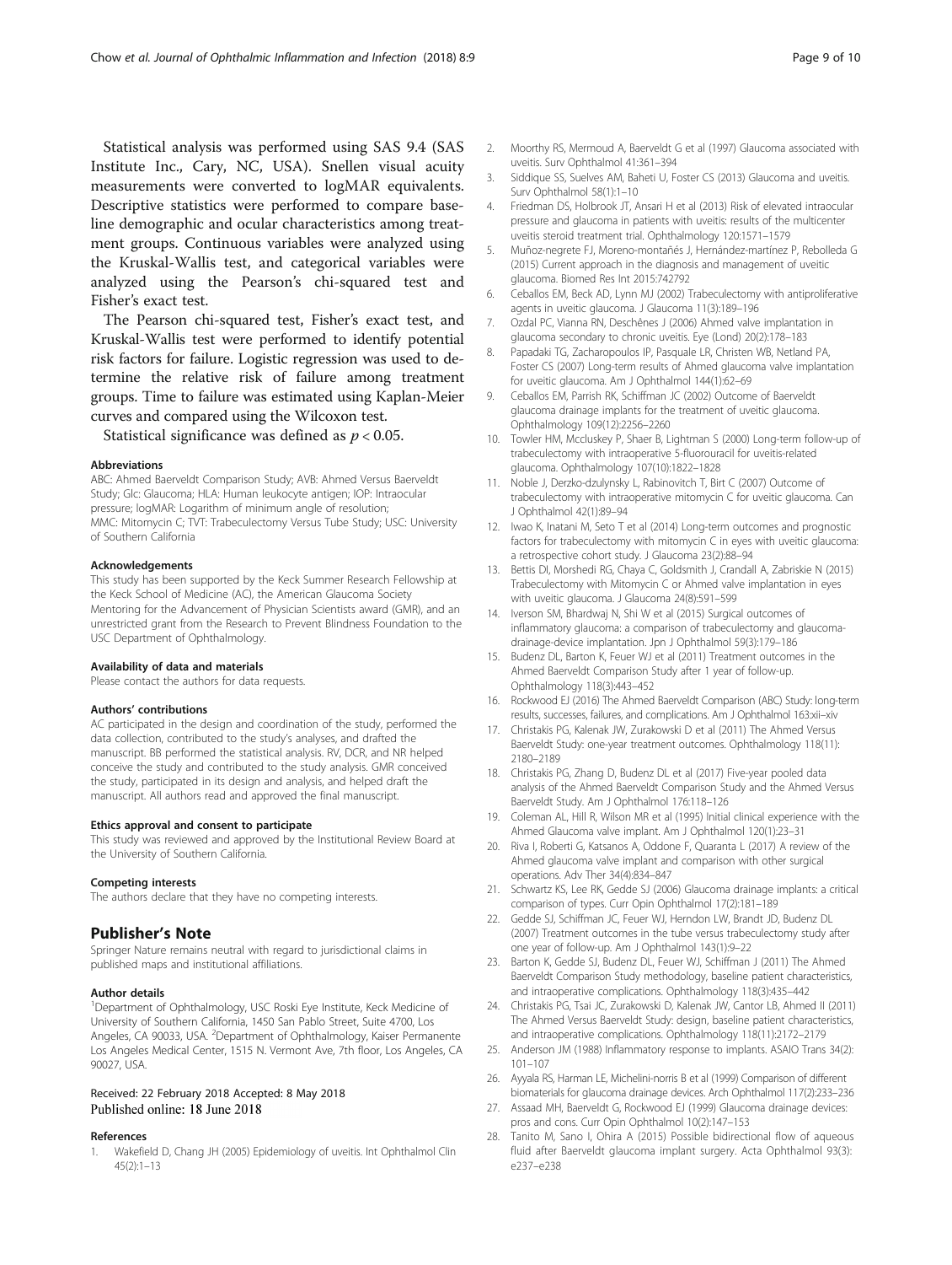Statistical analysis was performed using SAS 9.4 (SAS Institute Inc., Cary, NC, USA). Snellen visual acuity measurements were converted to logMAR equivalents. Descriptive statistics were performed to compare baseline demographic and ocular characteristics among treatment groups. Continuous variables were analyzed using the Kruskal-Wallis test, and categorical variables were analyzed using the Pearson's chi-squared test and Fisher's exact test.

The Pearson chi-squared test, Fisher's exact test, and Kruskal-Wallis test were performed to identify potential risk factors for failure. Logistic regression was used to determine the relative risk of failure among treatment groups. Time to failure was estimated using Kaplan-Meier curves and compared using the Wilcoxon test.

Statistical significance was defined as $p < 0.05$.

#### Abbreviations

ABC: Ahmed Baerveldt Comparison Study; AVB: Ahmed Versus Baerveldt Study; Glc: Glaucoma; HLA: Human leukocyte antigen; IOP: Intraocular pressure; logMAR: Logarithm of minimum angle of resolution; MMC: Mitomycin C; TVT: Trabeculectomy Versus Tube Study; USC: University of Southern California

#### Acknowledgements

This study has been supported by the Keck Summer Research Fellowship at the Keck School of Medicine (AC), the American Glaucoma Society Mentoring for the Advancement of Physician Scientists award (GMR), and an unrestricted grant from the Research to Prevent Blindness Foundation to the USC Department of Ophthalmology.

#### Availability of data and materials

Please contact the authors for data requests.

#### Authors' contributions

AC participated in the design and coordination of the study, performed the data collection, contributed to the study's analyses, and drafted the manuscript. BB performed the statistical analysis. RV, DCR, and NR helped conceive the study and contributed to the study analysis. GMR conceived the study, participated in its design and analysis, and helped draft the manuscript. All authors read and approved the final manuscript.

#### Ethics approval and consent to participate

This study was reviewed and approved by the Institutional Review Board at the University of Southern California.

#### Competing interests

The authors declare that they have no competing interests.

## Publisher's Note

Springer Nature remains neutral with regard to jurisdictional claims in published maps and institutional affiliations.

#### Author details

[1]Department of Ophthalmology, USC Roski Eye Institute, Keck Medicine of University of Southern California, 1450 San Pablo Street, Suite 4700, Los Angeles, CA 90033, USA. [2]Department of Ophthalmology, Kaiser Permanente Los Angeles Medical Center, 1515 N. Vermont Ave, 7th floor, Los Angeles, CA 90027, USA.

Received: 22 February 2018 Accepted: 8 May 2018
Published online: 18 June 2018

#### References

1. Wakefield D, Chang JH (2005) Epidemiology of uveitis. Int Ophthalmol Clin 45(2):1–13
2. Moorthy RS, Mermoud A, Baerveldt G et al (1997) Glaucoma associated with uveitis. Surv Ophthalmol 41:361–394
3. Siddique SS, Suelves AM, Baheti U, Foster CS (2013) Glaucoma and uveitis. Surv Ophthalmol 58(1):1–10
4. Friedman DS, Holbrook JT, Ansari H et al (2013) Risk of elevated intraocular pressure and glaucoma in patients with uveitis: results of the multicenter uveitis steroid treatment trial. Ophthalmology 120:1571–1579
5. Muñoz-negrete FJ, Moreno-montañés J, Hernández-martínez P, Rebolleda G (2015) Current approach in the diagnosis and management of uveitic glaucoma. Biomed Res Int 2015:742792
6. Ceballos EM, Beck AD, Lynn MJ (2002) Trabeculectomy with antiproliferative agents in uveitic glaucoma. J Glaucoma 11(3):189–196
7. Ozdal PC, Vianna RN, Deschênes J (2006) Ahmed valve implantation in glaucoma secondary to chronic uveitis. Eye (Lond) 20(2):178–183
8. Papadaki TG, Zacharopoulos IP, Pasquale LR, Christen WB, Netland PA, Foster CS (2007) Long-term results of Ahmed glaucoma valve implantation for uveitic glaucoma. Am J Ophthalmol 144(1):62–69
9. Ceballos EM, Parrish RK, Schiffman JC (2002) Outcome of Baerveldt glaucoma drainage implants for the treatment of uveitic glaucoma. Ophthalmology 109(12):2256–2260
10. Towler HM, Mccluskey P, Shaer B, Lightman S (2000) Long-term follow-up of trabeculectomy with intraoperative 5-fluorouracil for uveitis-related glaucoma. Ophthalmology 107(10):1822–1828
11. Noble J, Derzko-dzulynsky L, Rabinovitch T, Birt C (2007) Outcome of trabeculectomy with intraoperative mitomycin C for uveitic glaucoma. Can J Ophthalmol 42(1):89–94
12. Iwao K, Inatani M, Seto T et al (2014) Long-term outcomes and prognostic factors for trabeculectomy with mitomycin C in eyes with uveitic glaucoma: a retrospective cohort study. J Glaucoma 23(2):88–94
13. Bettis DI, Morshedi RG, Chaya C, Goldsmith J, Crandall A, Zabriskie N (2015) Trabeculectomy with Mitomycin C or Ahmed valve implantation in eyes with uveitic glaucoma. J Glaucoma 24(8):591–599
14. Iverson SM, Bhardwaj N, Shi W et al (2015) Surgical outcomes of inflammatory glaucoma: a comparison of trabeculectomy and glaucoma-drainage-device implantation. Jpn J Ophthalmol 59(3):179–186
15. Budenz DL, Barton K, Feuer WJ et al (2011) Treatment outcomes in the Ahmed Baerveldt Comparison Study after 1 year of follow-up. Ophthalmology 118(3):443–452
16. Rockwood EJ (2016) The Ahmed Baerveldt Comparison (ABC) Study: long-term results, successes, failures, and complications. Am J Ophthalmol 163:xii–xiv
17. Christakis PG, Kalenak JW, Zurakowski D et al (2011) The Ahmed Versus Baerveldt Study: one-year treatment outcomes. Ophthalmology 118(11): 2180–2189
18. Christakis PG, Zhang D, Budenz DL et al (2017) Five-year pooled data analysis of the Ahmed Baerveldt Comparison Study and the Ahmed Versus Baerveldt Study. Am J Ophthalmol 176:118–126
19. Coleman AL, Hill R, Wilson MR et al (1995) Initial clinical experience with the Ahmed Glaucoma valve implant. Am J Ophthalmol 120(1):23–31
20. Riva I, Roberti G, Katsanos A, Oddone F, Quaranta L (2017) A review of the Ahmed glaucoma valve implant and comparison with other surgical operations. Adv Ther 34(4):834–847
21. Schwartz KS, Lee RK, Gedde SJ (2006) Glaucoma drainage implants: a critical comparison of types. Curr Opin Ophthalmol 17(2):181–189
22. Gedde SJ, Schiffman JC, Feuer WJ, Herndon LW, Brandt JD, Budenz DL (2007) Treatment outcomes in the tube versus trabeculectomy study after one year of follow-up. Am J Ophthalmol 143(1):9–22
23. Barton K, Gedde SJ, Budenz DL, Feuer WJ, Schiffman J (2011) The Ahmed Baerveldt Comparison Study methodology, baseline patient characteristics, and intraoperative complications. Ophthalmology 118(3):435–442
24. Christakis PG, Tsai JC, Zurakowski D, Kalenak JW, Cantor LB, Ahmed II (2011) The Ahmed Versus Baerveldt Study: design, baseline patient characteristics, and intraoperative complications. Ophthalmology 118(11):2172–2179
25. Anderson JM (1988) Inflammatory response to implants. ASAIO Trans 34(2): 101–107
26. Ayyala RS, Harman LE, Michelini-norris B et al (1999) Comparison of different biomaterials for glaucoma drainage devices. Arch Ophthalmol 117(2):233–236
27. Assaad MH, Baerveldt G, Rockwood EJ (1999) Glaucoma drainage devices: pros and cons. Curr Opin Ophthalmol 10(2):147–153
28. Tanito M, Sano I, Ohira A (2015) Possible bidirectional flow of aqueous fluid after Baerveldt glaucoma implant surgery. Acta Ophthalmol 93(3): e237–e238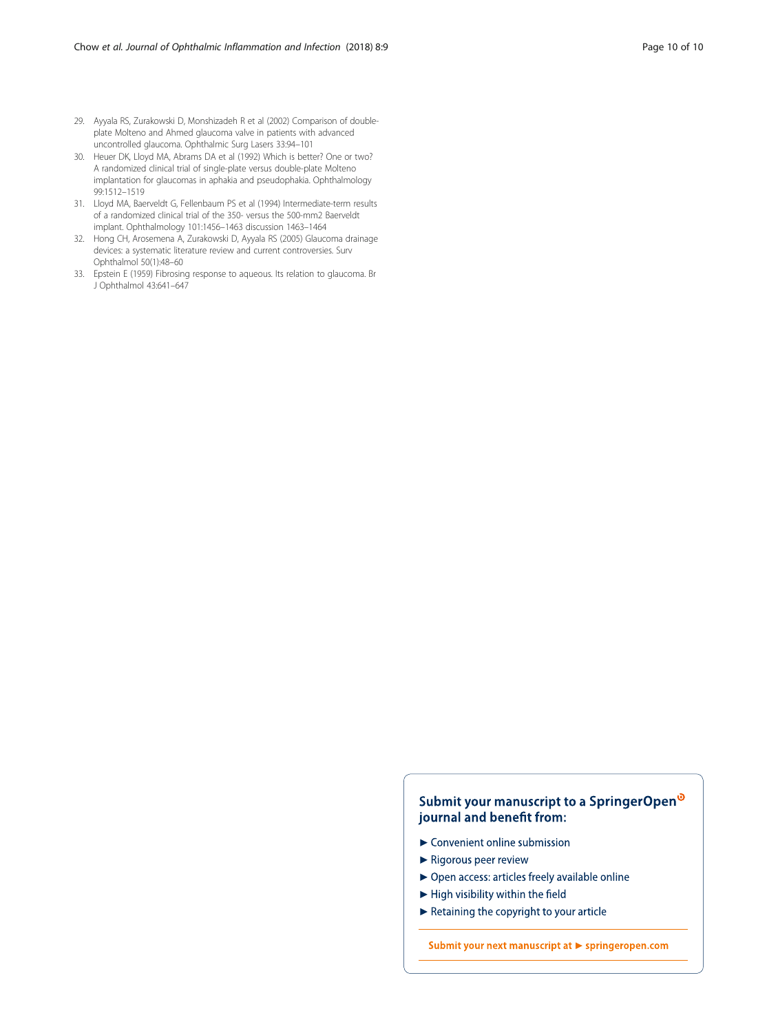29. Ayyala RS, Zurakowski D, Monshizadeh R et al (2002) Comparison of double-plate Molteno and Ahmed glaucoma valve in patients with advanced uncontrolled glaucoma. Ophthalmic Surg Lasers 33:94–101
30. Heuer DK, Lloyd MA, Abrams DA et al (1992) Which is better? One or two? A randomized clinical trial of single-plate versus double-plate Molteno implantation for glaucomas in aphakia and pseudophakia. Ophthalmology 99:1512–1519
31. Lloyd MA, Baerveldt G, Fellenbaum PS et al (1994) Intermediate-term results of a randomized clinical trial of the 350- versus the 500-mm2 Baerveldt implant. Ophthalmology 101:1456–1463 discussion 1463–1464
32. Hong CH, Arosemena A, Zurakowski D, Ayyala RS (2005) Glaucoma drainage devices: a systematic literature review and current controversies. Surv Ophthalmol 50(1):48–60
33. Epstein E (1959) Fibrosing response to aqueous. Its relation to glaucoma. Br J Ophthalmol 43:641–647

**Submit your manuscript to a SpringerOpen journal and benefit from:**

- ► Convenient online submission
- ► Rigorous peer review
- ► Open access: articles freely available online
- ► High visibility within the field
- ► Retaining the copyright to your article

**Submit your next manuscript at ► springeropen.com**